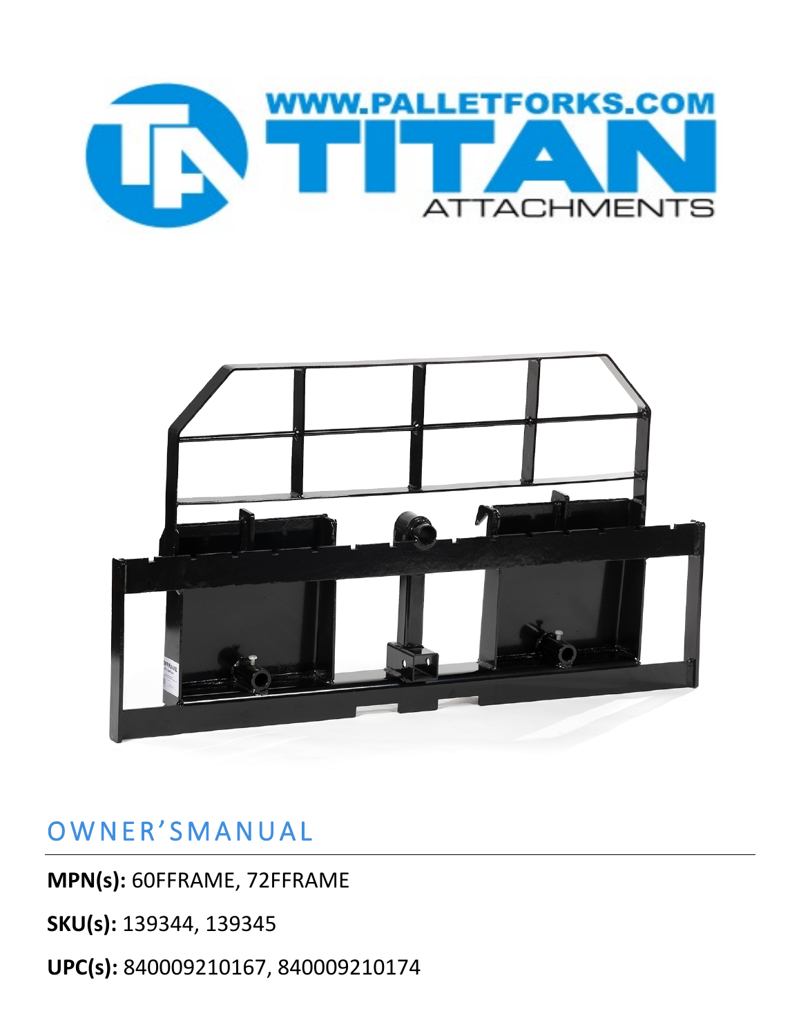WWW.PALLETFORKS.COM

TITAN

ATTACHMENTS

# OWNER'SMANUAL

**MPN(s):** 60FFRAME, 72FFRAME

**SKU(s):** 139344, 139345

**UPC(s):** 840009210167, 840009210174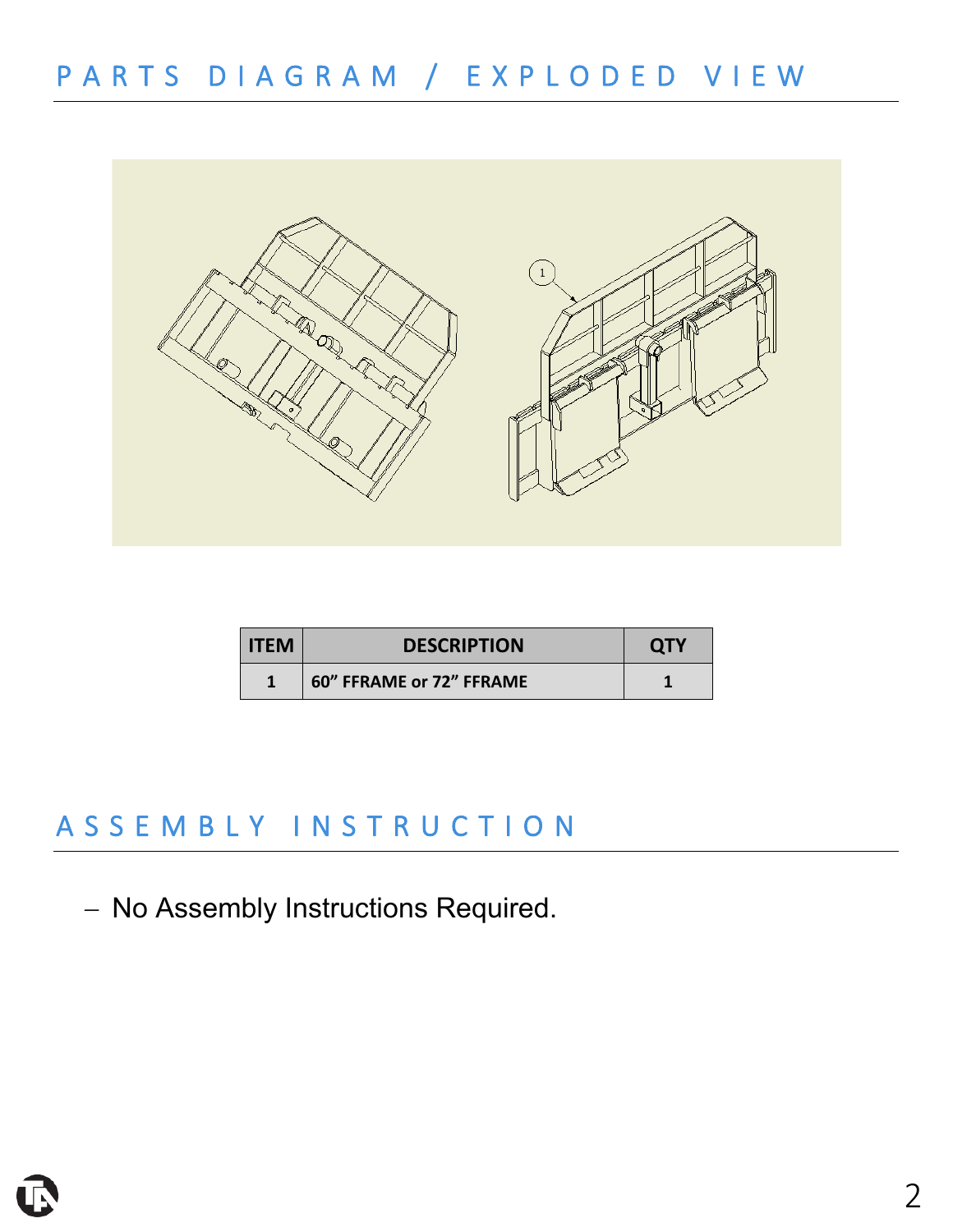## PARTS DIAGRAM / EXPLODED VIEW

| ITEM | DESCRIPTION | QTY |
|---|---|---|
| 1 | 60” FFRAME or 72” FFRAME | 1 |

## ASSEMBLY INSTRUCTION

- No Assembly Instructions Required.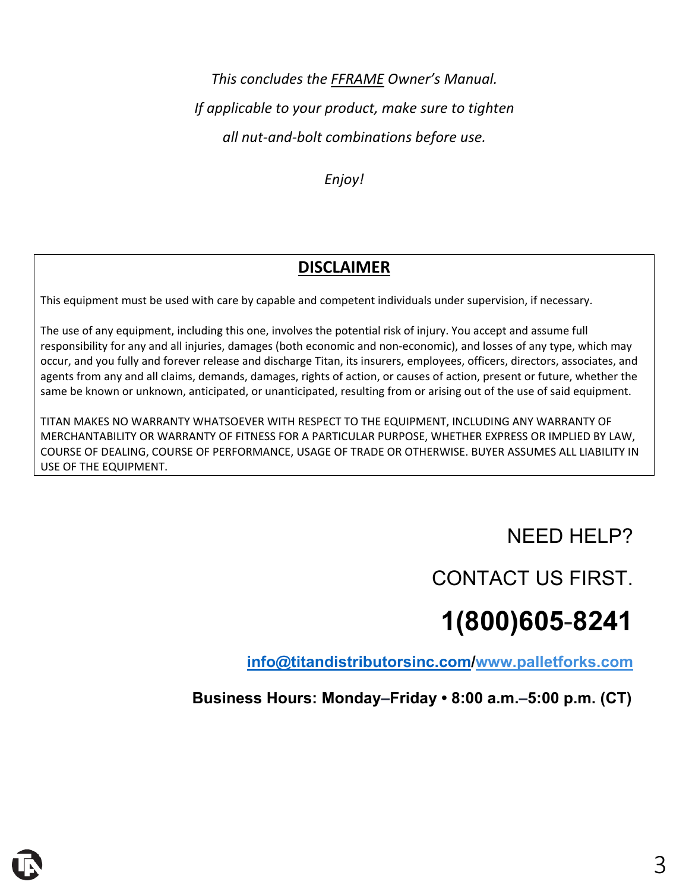*This concludes the FFRAME Owner's Manual.*

*If applicable to your product, make sure to tighten*

*all nut-and-bolt combinations before use.*

*Enjoy!*

## DISCLAIMER

This equipment must be used with care by capable and competent individuals under supervision, if necessary.

The use of any equipment, including this one, involves the potential risk of injury. You accept and assume full responsibility for any and all injuries, damages (both economic and non-economic), and losses of any type, which may occur, and you fully and forever release and discharge Titan, its insurers, employees, officers, directors, associates, and agents from any and all claims, demands, damages, rights of action, or causes of action, present or future, whether the same be known or unknown, anticipated, or unanticipated, resulting from or arising out of the use of said equipment.

TITAN MAKES NO WARRANTY WHATSOEVER WITH RESPECT TO THE EQUIPMENT, INCLUDING ANY WARRANTY OF MERCHANTABILITY OR WARRANTY OF FITNESS FOR A PARTICULAR PURPOSE, WHETHER EXPRESS OR IMPLIED BY LAW, COURSE OF DEALING, COURSE OF PERFORMANCE, USAGE OF TRADE OR OTHERWISE. BUYER ASSUMES ALL LIABILITY IN USE OF THE EQUIPMENT.

NEED HELP?

CONTACT US FIRST.

**1(800)605-8241**

**info@titandistributorsinc.com/www.palletforks.com**

**Business Hours: Monday–Friday • 8:00 a.m.–5:00 p.m. (CT)**